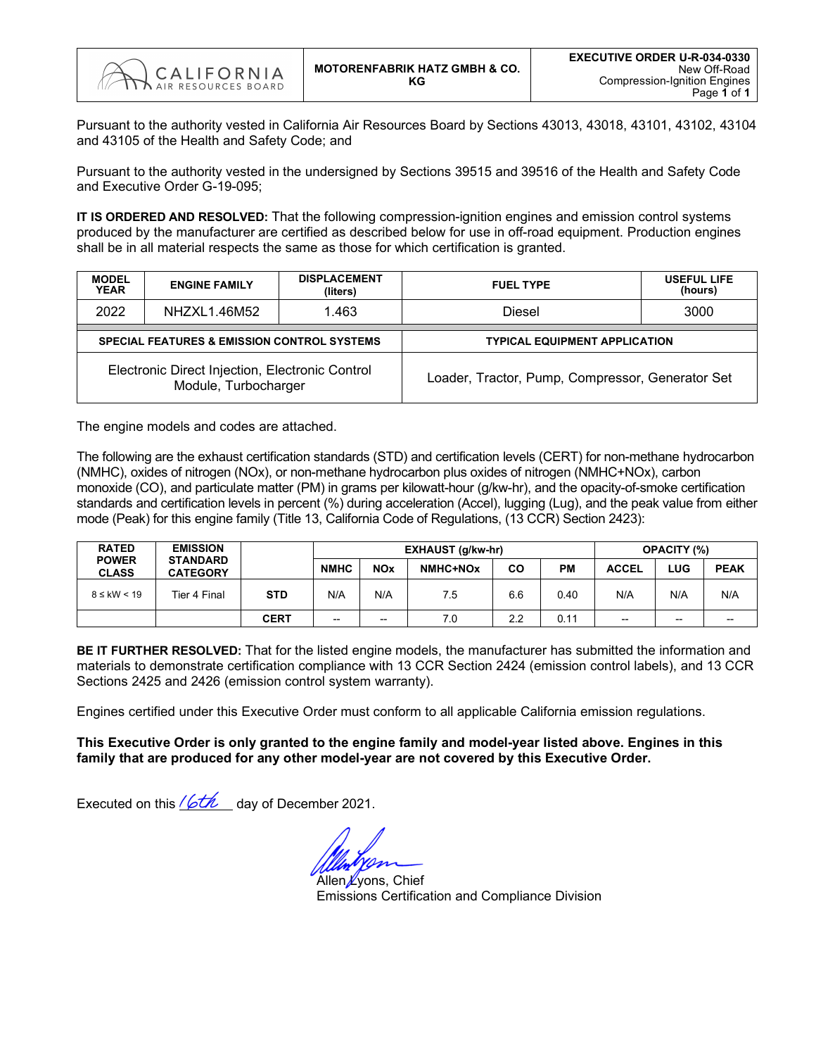| CALIFORNIA AIR RESOURCES BOARD | MOTORENFABRIK HATZ GMBH & CO. KG | EXECUTIVE ORDER U-R-034-0330 New Off-Road Compression-Ignition Engines |
|---|---|---|

Pursuant to the authority vested in California Air Resources Board by Sections 43013, 43018, 43101, 43102, 43104 and 43105 of the Health and Safety Code; and

Pursuant to the authority vested in the undersigned by Sections 39515 and 39516 of the Health and Safety Code and Executive Order G-19-095;

**IT IS ORDERED AND RESOLVED:** That the following compression-ignition engines and emission control systems produced by the manufacturer are certified as described below for use in off-road equipment. Production engines shall be in all material respects the same as those for which certification is granted.

| MODEL YEAR | ENGINE FAMILY | DISPLACEMENT (liters) | FUEL TYPE | USEFUL LIFE (hours) |
|---|---|---|---|---|
| 2022 | NHZXL1.46M52 | 1.463 | Diesel | 3000 |

| SPECIAL FEATURES & EMISSION CONTROL SYSTEMS | TYPICAL EQUIPMENT APPLICATION |
|---|---|
| Electronic Direct Injection, Electronic Control Module, Turbocharger | Loader, Tractor, Pump, Compressor, Generator Set |

The engine models and codes are attached.

The following are the exhaust certification standards (STD) and certification levels (CERT) for non-methane hydrocarbon (NMHC), oxides of nitrogen (NOx), or non-methane hydrocarbon plus oxides of nitrogen (NMHC+NOx), carbon monoxide (CO), and particulate matter (PM) in grams per kilowatt-hour (g/kw-hr), and the opacity-of-smoke certification standards and certification levels in percent (%) during acceleration (Accel), lugging (Lug), and the peak value from either mode (Peak) for this engine family (Title 13, California Code of Regulations, (13 CCR) Section 2423):

| RATED POWER CLASS | EMISSION STANDARD CATEGORY | | EXHAUST (g/kw-hr) | | | | | OPACITY (%) | | |
|---|---|---|---|---|---|---|---|---|---|---|
| | | | NMHC | NOx | NMHC+NOx | CO | PM | ACCEL | LUG | PEAK |
| 8 ≤ kW < 19 | Tier 4 Final | STD | N/A | N/A | 7.5 | 6.6 | 0.40 | N/A | N/A | N/A |
| | | CERT | -- | -- | 7.0 | 2.2 | 0.11 | -- | -- | -- |

**BE IT FURTHER RESOLVED:** That for the listed engine models, the manufacturer has submitted the information and materials to demonstrate certification compliance with 13 CCR Section 2424 (emission control labels), and 13 CCR Sections 2425 and 2426 (emission control system warranty).

Engines certified under this Executive Order must conform to all applicable California emission regulations.

**This Executive Order is only granted to the engine family and model-year listed above. Engines in this family that are produced for any other model-year are not covered by this Executive Order.**

Executed on this 16th day of December 2021.

Allen Lyons, Chief
Emissions Certification and Compliance Division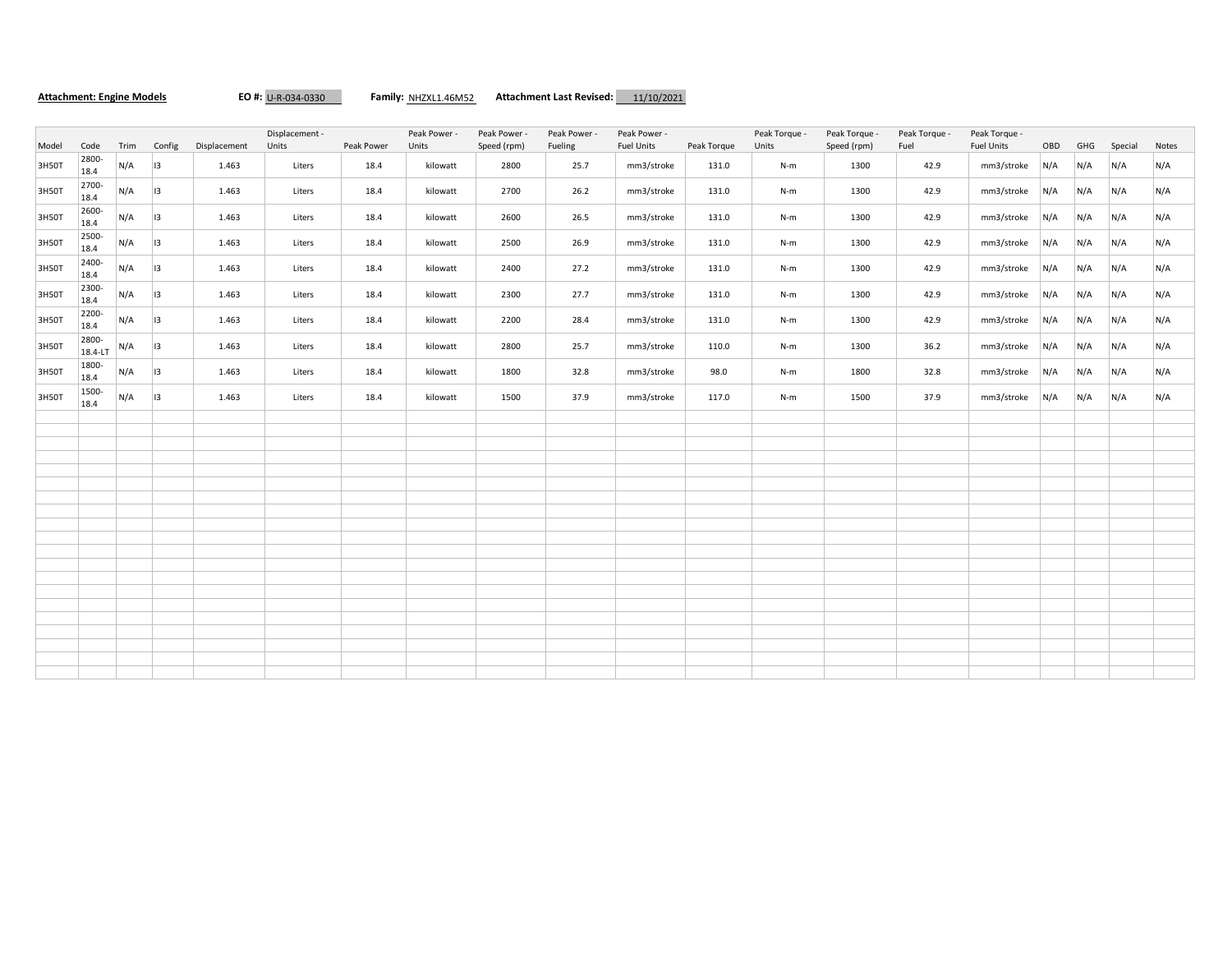**Attachment: Engine Models** **EO #:** U-R-034-0330 **Family:** NHZXL1.46M52 **Attachment Last Revised:** 11/10/2021

| Model | Code | Trim | Config | Displacement | Displacement - Units | Peak Power | Peak Power - Units | Peak Power - Speed (rpm) | Peak Power - Fueling | Peak Power - Fuel Units | Peak Torque | Peak Torque - Units | Peak Torque - Speed (rpm) | Peak Torque - Fuel | Peak Torque - Fuel Units | OBD | GHG | Special | Notes |
|---|---|---|---|---|---|---|---|---|---|---|---|---|---|---|---|---|---|---|---|
| 3H50T | 2800-18.4 | N/A | I3 | 1.463 | Liters | 18.4 | kilowatt | 2800 | 25.7 | mm3/stroke | 131.0 | N-m | 1300 | 42.9 | mm3/stroke | N/A | N/A | N/A | N/A |
| 3H50T | 2700-18.4 | N/A | I3 | 1.463 | Liters | 18.4 | kilowatt | 2700 | 26.2 | mm3/stroke | 131.0 | N-m | 1300 | 42.9 | mm3/stroke | N/A | N/A | N/A | N/A |
| 3H50T | 2600-18.4 | N/A | I3 | 1.463 | Liters | 18.4 | kilowatt | 2600 | 26.5 | mm3/stroke | 131.0 | N-m | 1300 | 42.9 | mm3/stroke | N/A | N/A | N/A | N/A |
| 3H50T | 2500-18.4 | N/A | I3 | 1.463 | Liters | 18.4 | kilowatt | 2500 | 26.9 | mm3/stroke | 131.0 | N-m | 1300 | 42.9 | mm3/stroke | N/A | N/A | N/A | N/A |
| 3H50T | 2400-18.4 | N/A | I3 | 1.463 | Liters | 18.4 | kilowatt | 2400 | 27.2 | mm3/stroke | 131.0 | N-m | 1300 | 42.9 | mm3/stroke | N/A | N/A | N/A | N/A |
| 3H50T | 2300-18.4 | N/A | I3 | 1.463 | Liters | 18.4 | kilowatt | 2300 | 27.7 | mm3/stroke | 131.0 | N-m | 1300 | 42.9 | mm3/stroke | N/A | N/A | N/A | N/A |
| 3H50T | 2200-18.4 | N/A | I3 | 1.463 | Liters | 18.4 | kilowatt | 2200 | 28.4 | mm3/stroke | 131.0 | N-m | 1300 | 42.9 | mm3/stroke | N/A | N/A | N/A | N/A |
| 3H50T | 2800-18.4-LT | N/A | I3 | 1.463 | Liters | 18.4 | kilowatt | 2800 | 25.7 | mm3/stroke | 110.0 | N-m | 1300 | 36.2 | mm3/stroke | N/A | N/A | N/A | N/A |
| 3H50T | 1800-18.4 | N/A | I3 | 1.463 | Liters | 18.4 | kilowatt | 1800 | 32.8 | mm3/stroke | 98.0 | N-m | 1800 | 32.8 | mm3/stroke | N/A | N/A | N/A | N/A |
| 3H50T | 1500-18.4 | N/A | I3 | 1.463 | Liters | 18.4 | kilowatt | 1500 | 37.9 | mm3/stroke | 117.0 | N-m | 1500 | 37.9 | mm3/stroke | N/A | N/A | N/A | N/A |